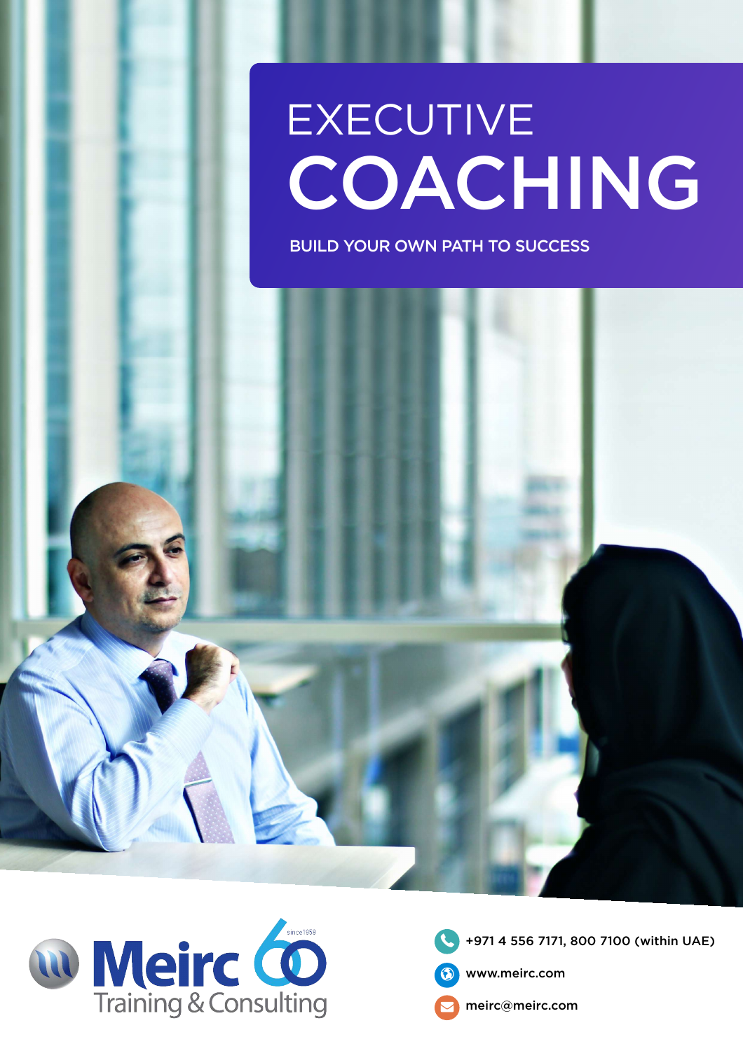# EXECUTIVE COACHING

BUILD YOUR OWN PATH TO SUCCESS

Meirc 60 since 1958

Training & Consulting

+971 4 556 7171, 800 7100 (within UAE)

www.meirc.com

meirc@meirc.com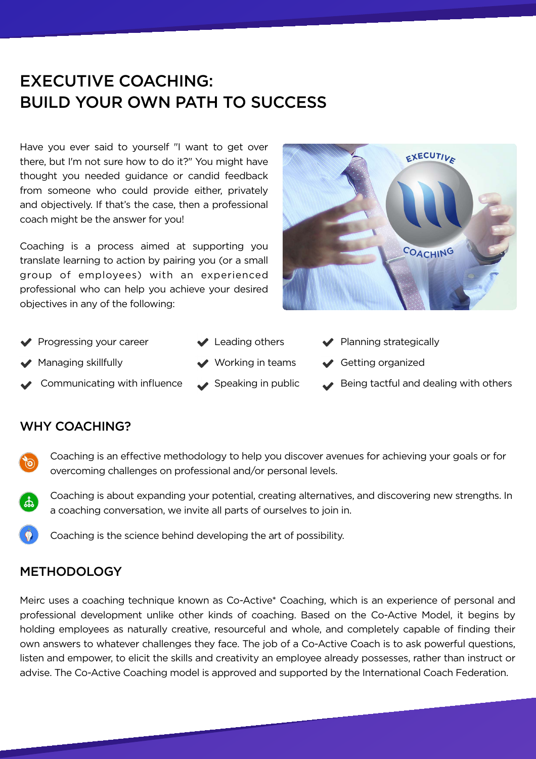# EXECUTIVE COACHING:
# BUILD YOUR OWN PATH TO SUCCESS

Have you ever said to yourself "I want to get over there, but I'm not sure how to do it?" You might have thought you needed guidance or candid feedback from someone who could provide either, privately and objectively. If that's the case, then a professional coach might be the answer for you!

Coaching is a process aimed at supporting you translate learning to action by pairing you (or a small group of employees) with an experienced professional who can help you achieve your desired objectives in any of the following:

- Progressing your career
- Managing skillfully
- Communicating with influence
- Leading others
- Working in teams
- Speaking in public
- Planning strategically
- Getting organized
- Being tactful and dealing with others

## WHY COACHING?

- Coaching is an effective methodology to help you discover avenues for achieving your goals or for overcoming challenges on professional and/or personal levels.
- Coaching is about expanding your potential, creating alternatives, and discovering new strengths. In a coaching conversation, we invite all parts of ourselves to join in.
- Coaching is the science behind developing the art of possibility.

## METHODOLOGY

Meirc uses a coaching technique known as Co-Active* Coaching, which is an experience of personal and professional development unlike other kinds of coaching. Based on the Co-Active Model, it begins by holding employees as naturally creative, resourceful and whole, and completely capable of finding their own answers to whatever challenges they face. The job of a Co-Active Coach is to ask powerful questions, listen and empower, to elicit the skills and creativity an employee already possesses, rather than instruct or advise. The Co-Active Coaching model is approved and supported by the International Coach Federation.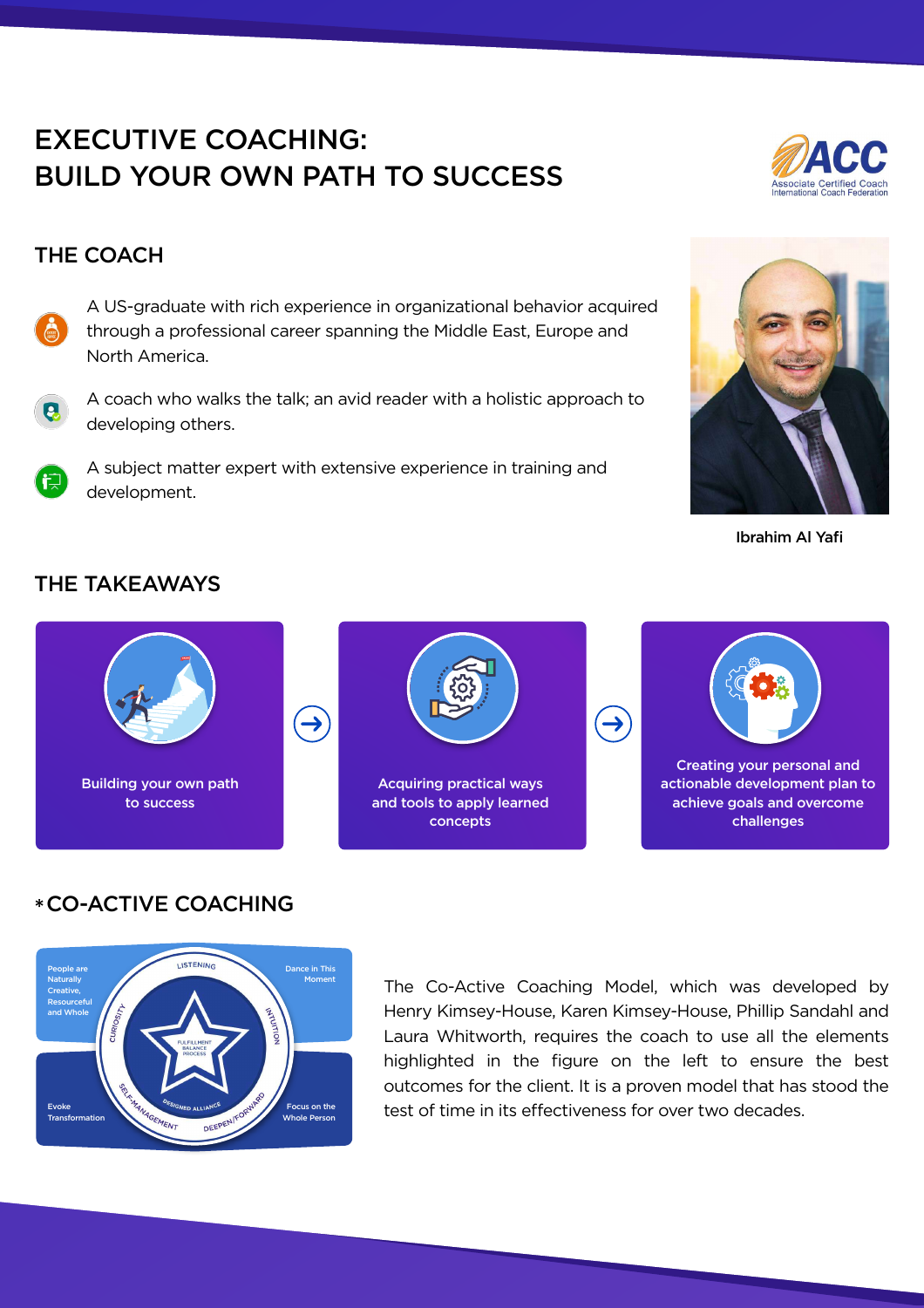# EXECUTIVE COACHING: BUILD YOUR OWN PATH TO SUCCESS

ACC
Associate Certified Coach
International Coach Federation

## THE COACH

- A US-graduate with rich experience in organizational behavior acquired through a professional career spanning the Middle East, Europe and North America.
- A coach who walks the talk; an avid reader with a holistic approach to developing others.
- A subject matter expert with extensive experience in training and development.

Ibrahim Al Yafi

## THE TAKEAWAYS

- Building your own path to success
- Acquiring practical ways and tools to apply learned concepts
- Creating your personal and actionable development plan to achieve goals and overcome challenges

## *CO-ACTIVE COACHING

People are Naturally Creative, Resourceful and Whole

Dance in This Moment

Evoke Transformation

Focus on the Whole Person

LISTENING

INTUITION

CURIOSITY

SELF-MANAGEMENT

DEEPEN/FORWARD

DESIGNED ALLIANCE

FULFILLMENT BALANCE PROCESS

The Co-Active Coaching Model, which was developed by Henry Kimsey-House, Karen Kimsey-House, Phillip Sandahl and Laura Whitworth, requires the coach to use all the elements highlighted in the figure on the left to ensure the best outcomes for the client. It is a proven model that has stood the test of time in its effectiveness for over two decades.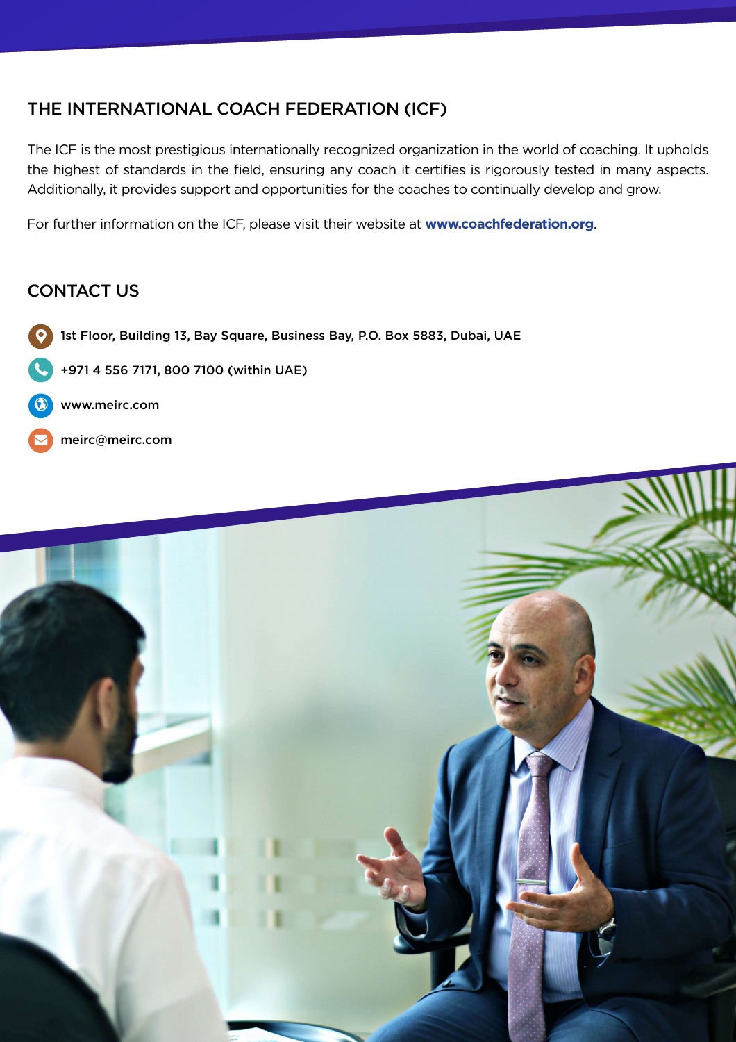## THE INTERNATIONAL COACH FEDERATION (ICF)

The ICF is the most prestigious internationally recognized organization in the world of coaching. It upholds the highest of standards in the field, ensuring any coach it certifies is rigorously tested in many aspects. Additionally, it provides support and opportunities for the coaches to continually develop and grow.

For further information on the ICF, please visit their website at **www.coachfederation.org**.

## CONTACT US

1st Floor, Building 13, Bay Square, Business Bay, P.O. Box 5883, Dubai, UAE

+971 4 556 7171, 800 7100 (within UAE)

www.meirc.com

meirc@meirc.com